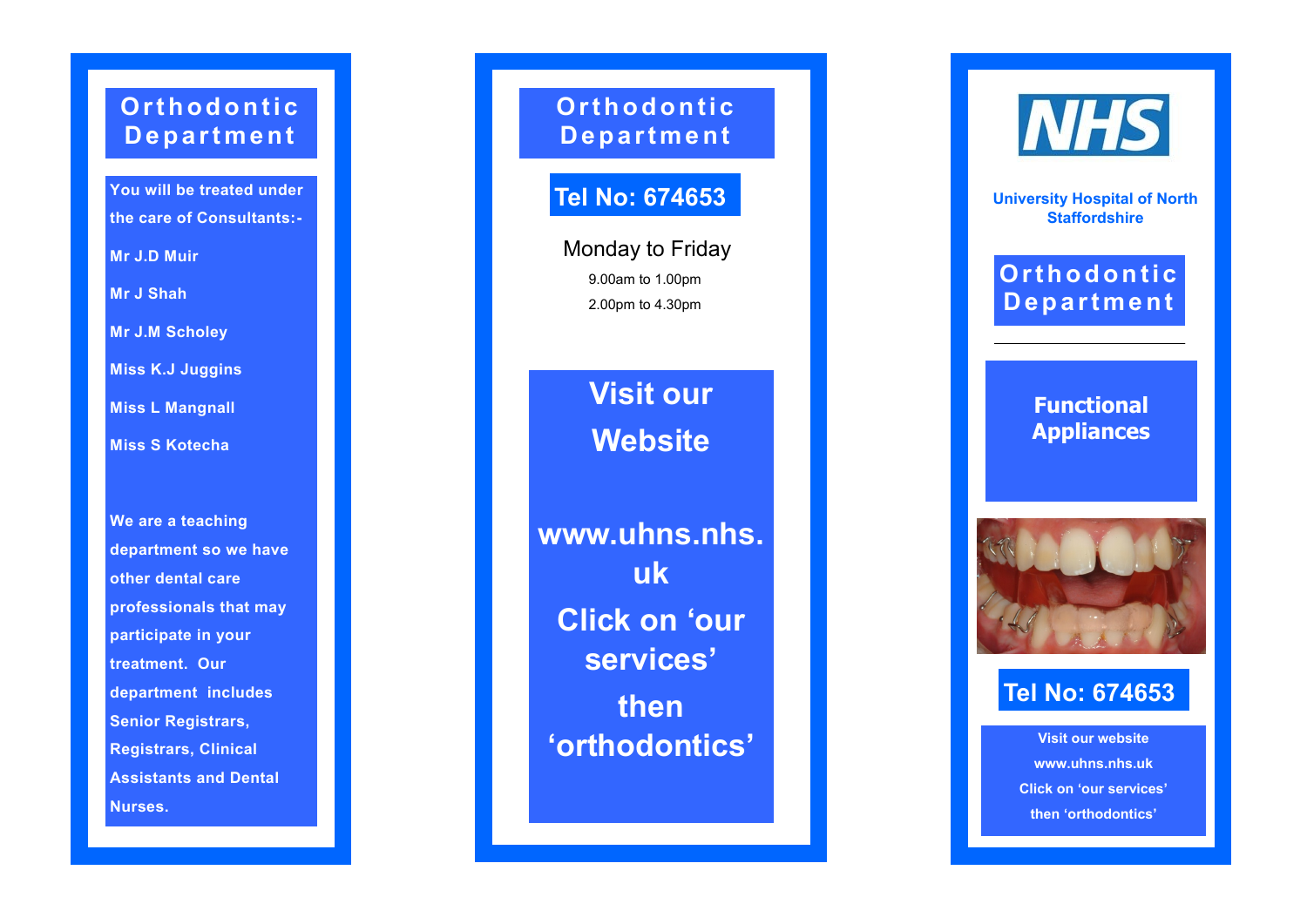## Orthodontic Department

You will be treated under the care of Consultants:-

Mr J.D Muir

Mr J Shah

Mr J.M Scholey

Miss K.J Juggins

Miss L Mangnall

Miss S Kotecha

We are a teaching department so we have other dental care professionals that may participate in your treatment. Our department includes Senior Registrars, Registrars, Clinical Assistants and Dental Nurses.

## Orthodontic Department

**Tel No: 674653**

Monday to Friday

9.00am to 1.00pm

2.00pm to 4.30pm

**Visit our Website**

**www.uhns.nhs.uk**

**Click on 'our services' then 'orthodontics'**

NHS

**University Hospital of North Staffordshire**

## Orthodontic Department

---

# Functional Appliances

**Tel No: 674653**

Visit our website

www.uhns.nhs.uk

Click on 'our services'

then 'orthodontics'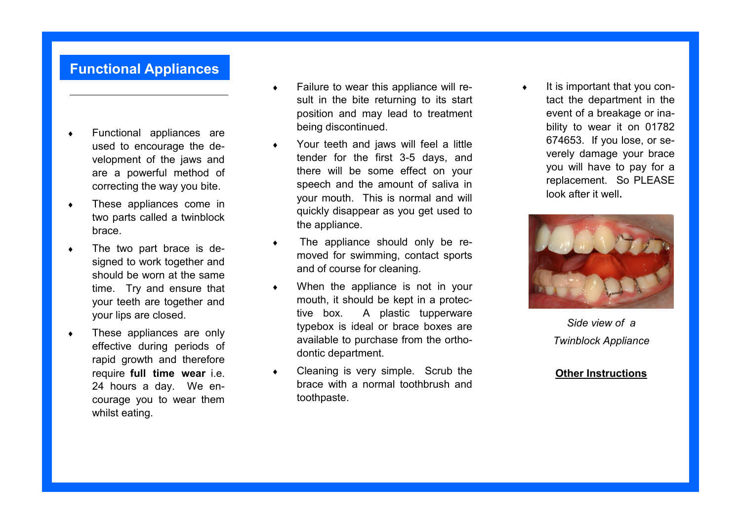## Functional Appliances

- Functional appliances are used to encourage the development of the jaws and are a powerful method of correcting the way you bite.
- These appliances come in two parts called a twinblock brace.
- The two part brace is designed to work together and should be worn at the same time. Try and ensure that your teeth are together and your lips are closed.
- These appliances are only effective during periods of rapid growth and therefore require **full time wear** i.e. 24 hours a day. We encourage you to wear them whilst eating.
- Failure to wear this appliance will result in the bite returning to its start position and may lead to treatment being discontinued.
- Your teeth and jaws will feel a little tender for the first 3-5 days, and there will be some effect on your speech and the amount of saliva in your mouth. This is normal and will quickly disappear as you get used to the appliance.
- The appliance should only be removed for swimming, contact sports and of course for cleaning.
- When the appliance is not in your mouth, it should be kept in a protective box. A plastic tupperware typebox is ideal or brace boxes are available to purchase from the orthodontic department.
- Cleaning is very simple. Scrub the brace with a normal toothbrush and toothpaste.
- It is important that you contact the department in the event of a breakage or inability to wear it on 01782 674653. If you lose, or severely damage your brace you will have to pay for a replacement. So PLEASE look after it well.

*Side view of a Twinblock Appliance*

**Other Instructions**